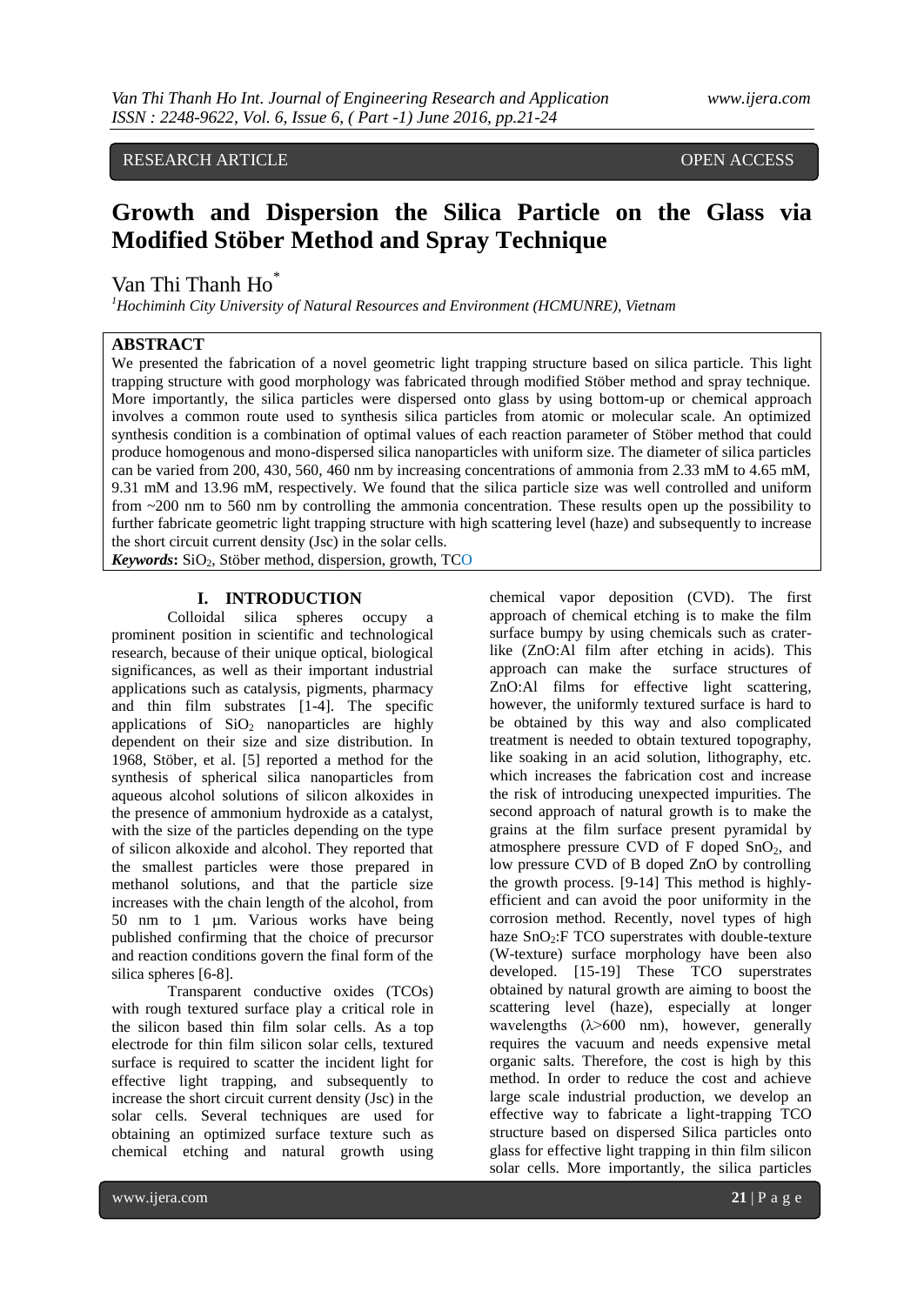RESEARCH ARTICLE OPEN ACCESS

# Growth and Dispersion the Silica Particle on the Glass via Modified Stöber Method and Spray Technique

Van Thi Thanh Ho*

[1]Hochiminh City University of Natural Resources and Environment (HCMUNRE), Vietnam

## ABSTRACT

We presented the fabrication of a novel geometric light trapping structure based on silica particle. This light trapping structure with good morphology was fabricated through modified Stöber method and spray technique. More importantly, the silica particles were dispersed onto glass by using bottom-up or chemical approach involves a common route used to synthesis silica particles from atomic or molecular scale. An optimized synthesis condition is a combination of optimal values of each reaction parameter of Stöber method that could produce homogenous and mono-dispersed silica nanoparticles with uniform size. The diameter of silica particles can be varied from 200, 430, 560, 460 nm by increasing concentrations of ammonia from 2.33 mM to 4.65 mM, 9.31 mM and 13.96 mM, respectively. We found that the silica particle size was well controlled and uniform from ~200 nm to 560 nm by controlling the ammonia concentration. These results open up the possibility to further fabricate geometric light trapping structure with high scattering level (haze) and subsequently to increase the short circuit current density (Jsc) in the solar cells.

***Keywords*:** $SiO_2$, Stöber method, dispersion, growth, TCO

## I. INTRODUCTION

Colloidal silica spheres occupy a prominent position in scientific and technological research, because of their unique optical, biological significances, as well as their important industrial applications such as catalysis, pigments, pharmacy and thin film substrates [1-4]. The specific applications of $SiO_2$ nanoparticles are highly dependent on their size and size distribution. In 1968, Stöber, et al. [5] reported a method for the synthesis of spherical silica nanoparticles from aqueous alcohol solutions of silicon alkoxides in the presence of ammonium hydroxide as a catalyst, with the size of the particles depending on the type of silicon alkoxide and alcohol. They reported that the smallest particles were those prepared in methanol solutions, and that the particle size increases with the chain length of the alcohol, from 50 nm to 1 µm. Various works have being published confirming that the choice of precursor and reaction conditions govern the final form of the silica spheres [6-8].

Transparent conductive oxides (TCOs) with rough textured surface play a critical role in the silicon based thin film solar cells. As a top electrode for thin film silicon solar cells, textured surface is required to scatter the incident light for effective light trapping, and subsequently to increase the short circuit current density (Jsc) in the solar cells. Several techniques are used for obtaining an optimized surface texture such as chemical etching and natural growth using chemical vapor deposition (CVD). The first approach of chemical etching is to make the film surface bumpy by using chemicals such as crater-like (ZnO:Al film after etching in acids). This approach can make the surface structures of ZnO:Al films for effective light scattering, however, the uniformly textured surface is hard to be obtained by this way and also complicated treatment is needed to obtain textured topography, like soaking in an acid solution, lithography, etc. which increases the fabrication cost and increase the risk of introducing unexpected impurities. The second approach of natural growth is to make the grains at the film surface present pyramidal by atmosphere pressure CVD of F doped $SnO_2$, and low pressure CVD of B doped ZnO by controlling the growth process. [9-14] This method is highly-efficient and can avoid the poor uniformity in the corrosion method. Recently, novel types of high haze $SnO_2$:F TCO superstrates with double-texture (W-texture) surface morphology have been also developed. [15-19] These TCO superstrates obtained by natural growth are aiming to boost the scattering level (haze), especially at longer wavelengths ($\lambda$>600 nm), however, generally requires the vacuum and needs expensive metal organic salts. Therefore, the cost is high by this method. In order to reduce the cost and achieve large scale industrial production, we develop an effective way to fabricate a light-trapping TCO structure based on dispersed Silica particles onto glass for effective light trapping in thin film silicon solar cells. More importantly, the silica particles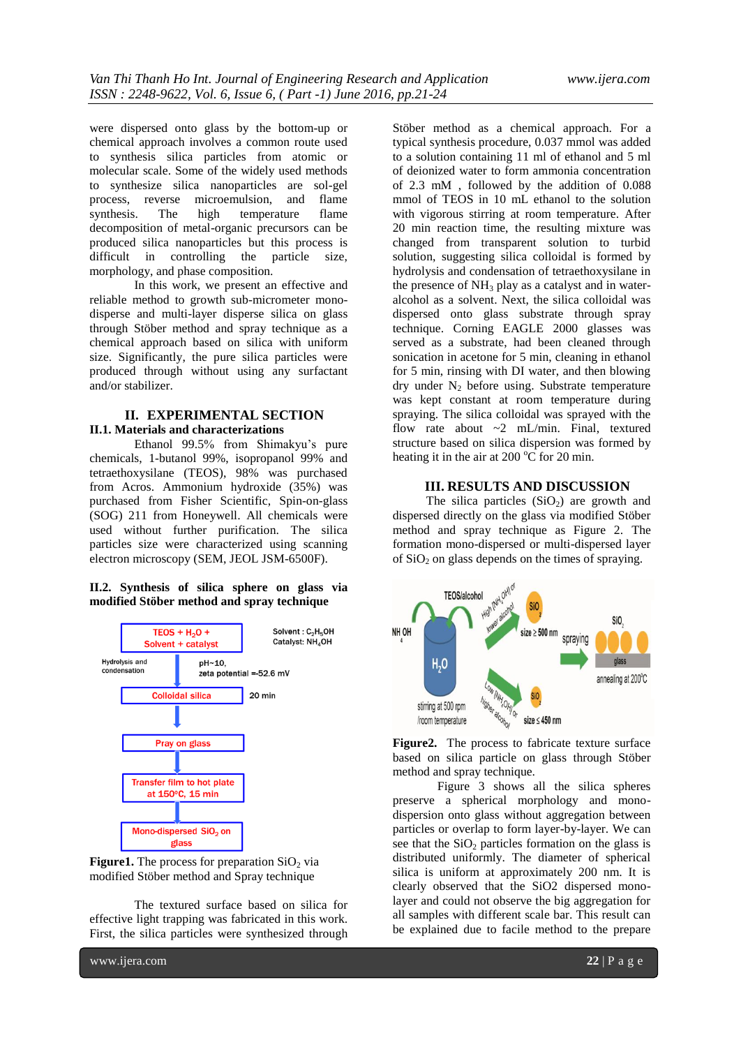were dispersed onto glass by the bottom-up or chemical approach involves a common route used to synthesis silica particles from atomic or molecular scale. Some of the widely used methods to synthesize silica nanoparticles are sol-gel process, reverse microemulsion, and flame synthesis. The high temperature flame decomposition of metal-organic precursors can be produced silica nanoparticles but this process is difficult in controlling the particle size, morphology, and phase composition.

In this work, we present an effective and reliable method to growth sub-micrometer mono-disperse and multi-layer disperse silica on glass through Stöber method and spray technique as a chemical approach based on silica with uniform size. Significantly, the pure silica particles were produced through without using any surfactant and/or stabilizer.

## II. EXPERIMENTAL SECTION

### II.1. Materials and characterizations

Ethanol 99.5% from Shimakyu's pure chemicals, 1-butanol 99%, isopropanol 99% and tetraethoxysilane (TEOS), 98% was purchased from Acros. Ammonium hydroxide (35%) was purchased from Fisher Scientific, Spin-on-glass (SOG) 211 from Honeywell. All chemicals were used without further purification. The silica particles size were characterized using scanning electron microscopy (SEM, JEOL JSM-6500F).

### II.2. Synthesis of silica sphere on glass via modified Stöber method and spray technique

**Figure1.** The process for preparation $SiO_2$ via modified Stöber method and Spray technique

The textured surface based on silica for effective light trapping was fabricated in this work. First, the silica particles were synthesized through Stöber method as a chemical approach. For a typical synthesis procedure, 0.037 mmol was added to a solution containing 11 ml of ethanol and 5 ml of deionized water to form ammonia concentration of 2.3 mM , followed by the addition of 0.088 mmol of TEOS in 10 mL ethanol to the solution with vigorous stirring at room temperature. After 20 min reaction time, the resulting mixture was changed from transparent solution to turbid solution, suggesting silica colloidal is formed by hydrolysis and condensation of tetraethoxysilane in the presence of $NH_3$ play as a catalyst and in water-alcohol as a solvent. Next, the silica colloidal was dispersed onto glass substrate through spray technique. Corning EAGLE 2000 glasses was served as a substrate, had been cleaned through sonication in acetone for 5 min, cleaning in ethanol for 5 min, rinsing with DI water, and then blowing dry under $N_2$ before using. Substrate temperature was kept constant at room temperature during spraying. The silica colloidal was sprayed with the flow rate about ~2 mL/min. Final, textured structure based on silica dispersion was formed by heating it in the air at 200 $^oC$ for 20 min.

## III. RESULTS AND DISCUSSION

The silica particles ($SiO_2$) are growth and dispersed directly on the glass via modified Stöber method and spray technique as Figure 2. The formation mono-dispersed or multi-dispersed layer of $SiO_2$ on glass depends on the times of spraying.

**Figure2.** The process to fabricate texture surface based on silica particle on glass through Stöber method and spray technique.

Figure 3 shows all the silica spheres preserve a spherical morphology and mono-dispersion onto glass without aggregation between particles or overlap to form layer-by-layer. We can see that the $SiO_2$ particles formation on the glass is distributed uniformly. The diameter of spherical silica is uniform at approximately 200 nm. It is clearly observed that the SiO2 dispersed mono-layer and could not observe the big aggregation for all samples with different scale bar. This result can be explained due to facile method to the prepare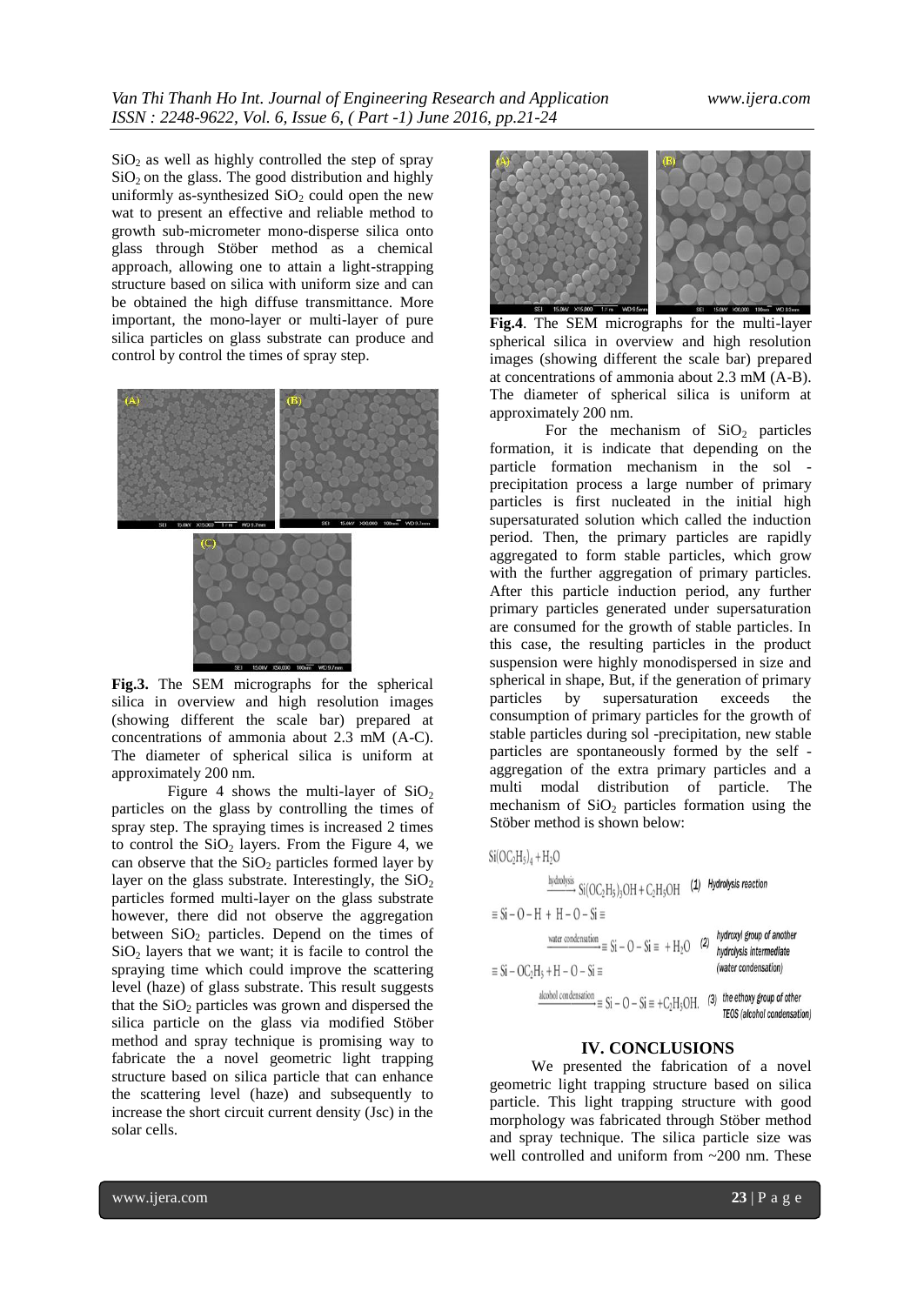$SiO_2$ as well as highly controlled the step of spray $SiO_2$ on the glass. The good distribution and highly uniformly as-synthesized $SiO_2$ could open the new wat to present an effective and reliable method to growth sub-micrometer mono-disperse silica onto glass through Stöber method as a chemical approach, allowing one to attain a light-strapping structure based on silica with uniform size and can be obtained the high diffuse transmittance. More important, the mono-layer or multi-layer of pure silica particles on glass substrate can produce and control by control the times of spray step.

**Fig.3.** The SEM micrographs for the spherical silica in overview and high resolution images (showing different the scale bar) prepared at concentrations of ammonia about 2.3 mM (A-C). The diameter of spherical silica is uniform at approximately 200 nm.

Figure 4 shows the multi-layer of $SiO_2$ particles on the glass by controlling the times of spray step. The spraying times is increased 2 times to control the $SiO_2$ layers. From the Figure 4, we can observe that the $SiO_2$ particles formed layer by layer on the glass substrate. Interestingly, the $SiO_2$ particles formed multi-layer on the glass substrate however, there did not observe the aggregation between $SiO_2$ particles. Depend on the times of $SiO_2$ layers that we want; it is facile to control the spraying time which could improve the scattering level (haze) of glass substrate. This result suggests that the $SiO_2$ particles was grown and dispersed the silica particle on the glass via modified Stöber method and spray technique is promising way to fabricate the a novel geometric light trapping structure based on silica particle that can enhance the scattering level (haze) and subsequently to increase the short circuit current density (Jsc) in the solar cells.

**Fig.4**. The SEM micrographs for the multi-layer spherical silica in overview and high resolution images (showing different the scale bar) prepared at concentrations of ammonia about 2.3 mM (A-B). The diameter of spherical silica is uniform at approximately 200 nm.

For the mechanism of $SiO_2$ particles formation, it is indicate that depending on the particle formation mechanism in the sol - precipitation process a large number of primary particles is first nucleated in the initial high supersaturated solution which called the induction period. Then, the primary particles are rapidly aggregated to form stable particles, which grow with the further aggregation of primary particles. After this particle induction period, any further primary particles generated under supersaturation are consumed for the growth of stable particles. In this case, the resulting particles in the product suspension were highly monodispersed in size and spherical in shape, But, if the generation of primary particles by supersaturation exceeds the consumption of primary particles for the growth of stable particles during sol -precipitation, new stable particles are spontaneously formed by the self - aggregation of the extra primary particles and a multi modal distribution of particle. The mechanism of $SiO_2$ particles formation using the Stöber method is shown below:

$$Si(OC_2H_5)_4 + H_2O \xrightarrow{\text{hydrolysis}} Si(OC_2H_5)_3OH + C_2H_5OH \quad (1) \text{ Hydrolysis reaction}$$

$$\equiv Si-O-H + H-O-Si\equiv \xrightarrow{\text{water condensation}} \equiv Si-O-Si\equiv + H_2O \quad (2) \text{ hydroxyl group of another hydrolysis intermediate (water condensation)}$$

$$\equiv Si-OC_2H_5 + H-O-Si\equiv \xrightarrow{\text{alcohol condensation}} \equiv Si-O-Si\equiv + C_2H_5OH. \quad (3) \text{ the ethoxy group of other TEOS (alcohol condensation)}$$

## IV. CONCLUSIONS

We presented the fabrication of a novel geometric light trapping structure based on silica particle. This light trapping structure with good morphology was fabricated through Stöber method and spray technique. The silica particle size was well controlled and uniform from ~200 nm. These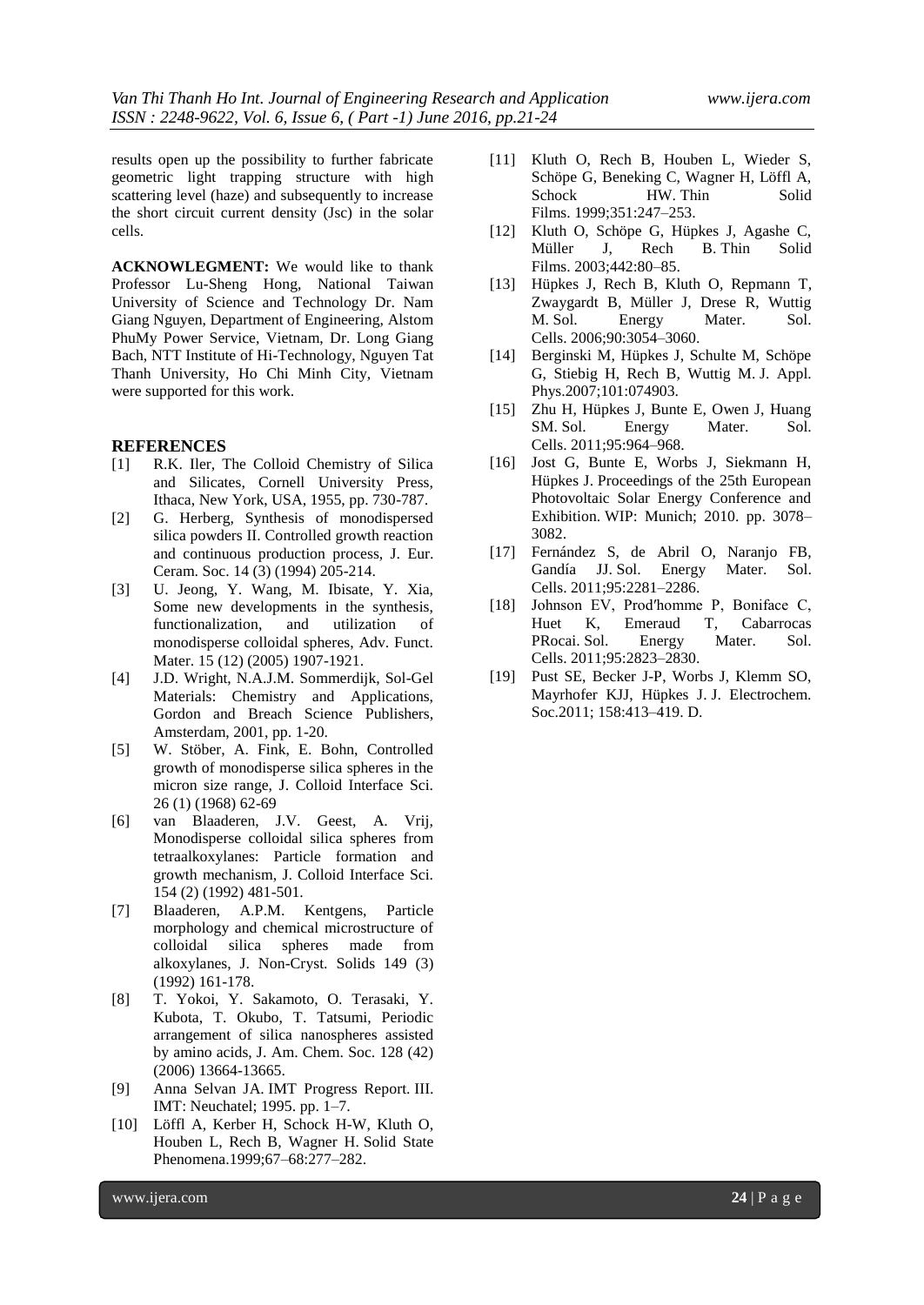results open up the possibility to further fabricate geometric light trapping structure with high scattering level (haze) and subsequently to increase the short circuit current density (Jsc) in the solar cells.

**ACKNOWLEGMENT:** We would like to thank Professor Lu-Sheng Hong, National Taiwan University of Science and Technology Dr. Nam Giang Nguyen, Department of Engineering, Alstom PhuMy Power Service, Vietnam, Dr. Long Giang Bach, NTT Institute of Hi-Technology, Nguyen Tat Thanh University, Ho Chi Minh City, Vietnam were supported for this work.

## REFERENCES

[1] R.K. Iler, The Colloid Chemistry of Silica and Silicates, Cornell University Press, Ithaca, New York, USA, 1955, pp. 730-787.

[2] G. Herberg, Synthesis of monodispersed silica powders II. Controlled growth reaction and continuous production process, J. Eur. Ceram. Soc. 14 (3) (1994) 205-214.

[3] U. Jeong, Y. Wang, M. Ibisate, Y. Xia, Some new developments in the synthesis, functionalization, and utilization of monodisperse colloidal spheres, Adv. Funct. Mater. 15 (12) (2005) 1907-1921.

[4] J.D. Wright, N.A.J.M. Sommerdijk, Sol-Gel Materials: Chemistry and Applications, Gordon and Breach Science Publishers, Amsterdam, 2001, pp. 1-20.

[5] W. Stöber, A. Fink, E. Bohn, Controlled growth of monodisperse silica spheres in the micron size range, J. Colloid Interface Sci. 26 (1) (1968) 62-69

[6] van Blaaderen, J.V. Geest, A. Vrij, Monodisperse colloidal silica spheres from tetraalkoxylanes: Particle formation and growth mechanism, J. Colloid Interface Sci. 154 (2) (1992) 481-501.

[7] Blaaderen, A.P.M. Kentgens, Particle morphology and chemical microstructure of colloidal silica spheres made from alkoxylanes, J. Non-Cryst. Solids 149 (3) (1992) 161-178.

[8] T. Yokoi, Y. Sakamoto, O. Terasaki, Y. Kubota, T. Okubo, T. Tatsumi, Periodic arrangement of silica nanospheres assisted by amino acids, J. Am. Chem. Soc. 128 (42) (2006) 13664-13665.

[9] Anna Selvan JA. IMT Progress Report. III. IMT: Neuchatel; 1995. pp. 1–7.

[10] Löffl A, Kerber H, Schock H-W, Kluth O, Houben L, Rech B, Wagner H. Solid State Phenomena.1999;67–68:277–282.

[11] Kluth O, Rech B, Houben L, Wieder S, Schöpe G, Beneking C, Wagner H, Löffl A, Schock HW. Thin Solid Films. 1999;351:247–253.

[12] Kluth O, Schöpe G, Hüpkes J, Agashe C, Müller J, Rech B. Thin Solid Films. 2003;442:80–85.

[13] Hüpkes J, Rech B, Kluth O, Repmann T, Zwaygardt B, Müller J, Drese R, Wuttig M. Sol. Energy Mater. Sol. Cells. 2006;90:3054–3060.

[14] Berginski M, Hüpkes J, Schulte M, Schöpe G, Stiebig H, Rech B, Wuttig M. J. Appl. Phys.2007;101:074903.

[15] Zhu H, Hüpkes J, Bunte E, Owen J, Huang SM. Sol. Energy Mater. Sol. Cells. 2011;95:964–968.

[16] Jost G, Bunte E, Worbs J, Siekmann H, Hüpkes J. Proceedings of the 25th European Photovoltaic Solar Energy Conference and Exhibition. WIP: Munich; 2010. pp. 3078–3082.

[17] Fernández S, de Abril O, Naranjo FB, Gandía JJ. Sol. Energy Mater. Sol. Cells. 2011;95:2281–2286.

[18] Johnson EV, Prod′homme P, Boniface C, Huet K, Emeraud T, Cabarrocas PRocai. Sol. Energy Mater. Sol. Cells. 2011;95:2823–2830.

[19] Pust SE, Becker J-P, Worbs J, Klemm SO, Mayrhofer KJJ, Hüpkes J. J. Electrochem. Soc.2011; 158:413–419. D.